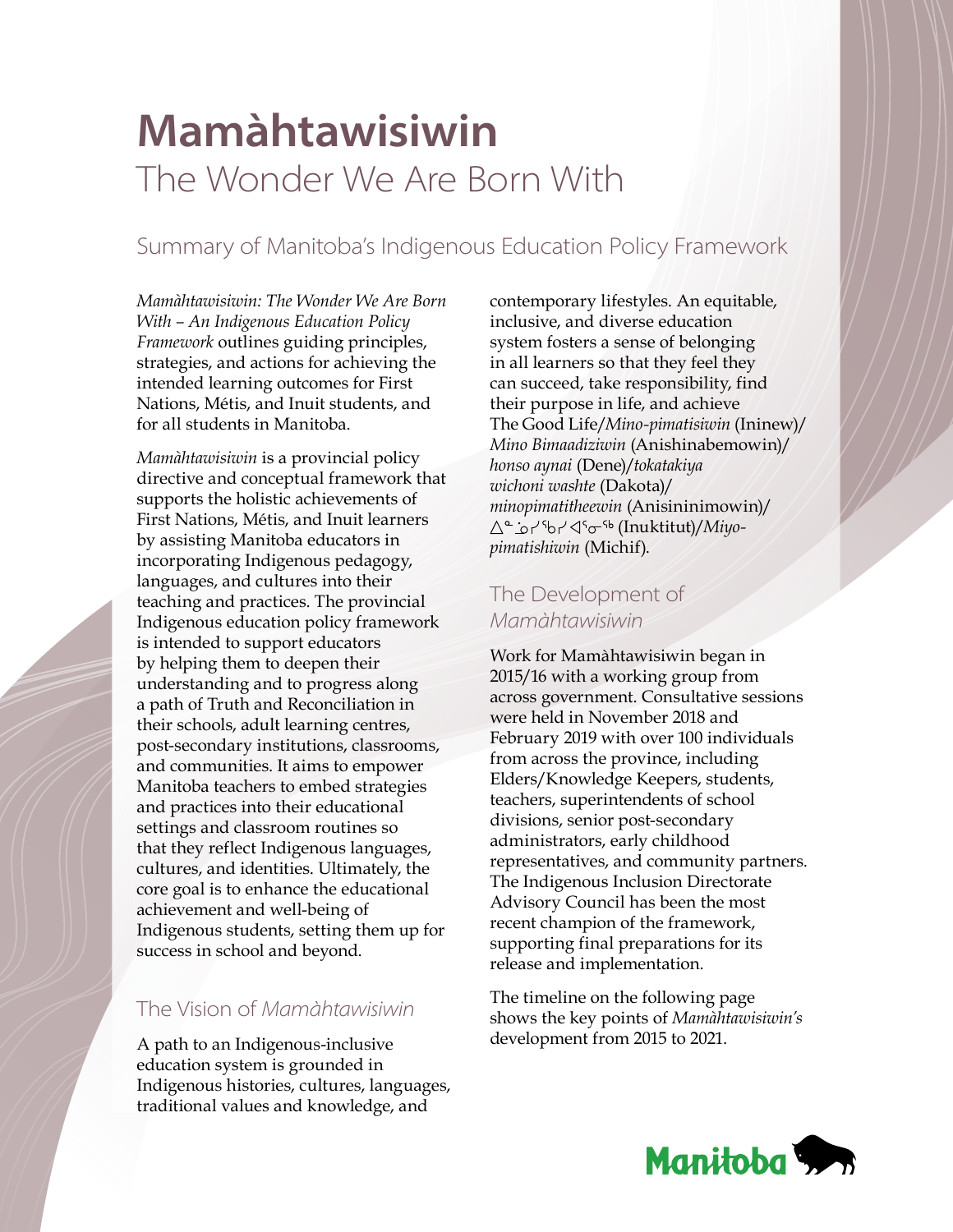# **Mamàhtawisiwin**
# The Wonder We Are Born With

## Summary of Manitoba's Indigenous Education Policy Framework

*Mamàhtawisiwin: The Wonder We Are Born With – An Indigenous Education Policy Framework* outlines guiding principles, strategies, and actions for achieving the intended learning outcomes for First Nations, Métis, and Inuit students, and for all students in Manitoba.

*Mamàhtawisiwin* is a provincial policy directive and conceptual framework that supports the holistic achievements of First Nations, Métis, and Inuit learners by assisting Manitoba educators in incorporating Indigenous pedagogy, languages, and cultures into their teaching and practices. The provincial Indigenous education policy framework is intended to support educators by helping them to deepen their understanding and to progress along a path of Truth and Reconciliation in their schools, adult learning centres, post-secondary institutions, classrooms, and communities. It aims to empower Manitoba teachers to embed strategies and practices into their educational settings and classroom routines so that they reflect Indigenous languages, cultures, and identities. Ultimately, the core goal is to enhance the educational achievement and well-being of Indigenous students, setting them up for success in school and beyond.

### The Vision of *Mamàhtawisiwin*

A path to an Indigenous-inclusive education system is grounded in Indigenous histories, cultures, languages, traditional values and knowledge, and contemporary lifestyles. An equitable, inclusive, and diverse education system fosters a sense of belonging in all learners so that they feel they can succeed, take responsibility, find their purpose in life, and achieve The Good Life/*Mino-pimatisiwin* (Ininew)/ *Mino Bimaadiziwin* (Anishinabemowin)/ *honso aynai* (Dene)/*tokatakiya wichoni washte* (Dakota)/ *minopimatitheewin* (Anisininimowin)/ ᐃᓅᓯᖃᓯᐊᕐᓂᖅ (Inuktitut)/*Miyo-pimatishiwin* (Michif).

### The Development of *Mamàhtawisiwin*

Work for Mamàhtawisiwin began in 2015/16 with a working group from across government. Consultative sessions were held in November 2018 and February 2019 with over 100 individuals from across the province, including Elders/Knowledge Keepers, students, teachers, superintendents of school divisions, senior post-secondary administrators, early childhood representatives, and community partners. The Indigenous Inclusion Directorate Advisory Council has been the most recent champion of the framework, supporting final preparations for its release and implementation.

The timeline on the following page shows the key points of *Mamàhtawisiwin's* development from 2015 to 2021.

Manitoba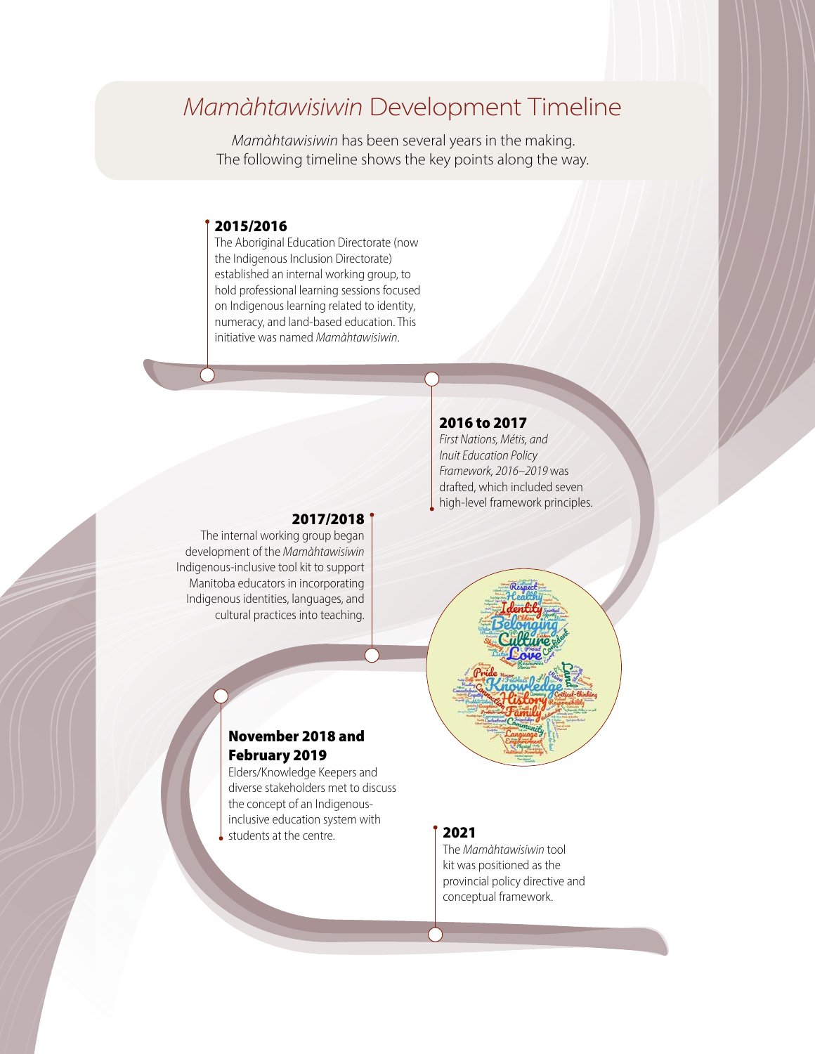# *Mamàhtawisiwin* Development Timeline

*Mamàhtawisiwin* has been several years in the making. The following timeline shows the key points along the way.

**2015/2016**

The Aboriginal Education Directorate (now the Indigenous Inclusion Directorate) established an internal working group, to hold professional learning sessions focused on Indigenous learning related to identity, numeracy, and land-based education. This initiative was named *Mamàhtawisiwin*.

**2016 to 2017**

*First Nations, Métis, and Inuit Education Policy Framework, 2016–2019* was drafted, which included seven high-level framework principles.

**2017/2018**

The internal working group began development of the *Mamàhtawisiwin* Indigenous-inclusive tool kit to support Manitoba educators in incorporating Indigenous identities, languages, and cultural practices into teaching.

**November 2018 and February 2019**

Elders/Knowledge Keepers and diverse stakeholders met to discuss the concept of an Indigenous-inclusive education system with students at the centre.

**2021**

The *Mamàhtawisiwin* tool kit was positioned as the provincial policy directive and conceptual framework.